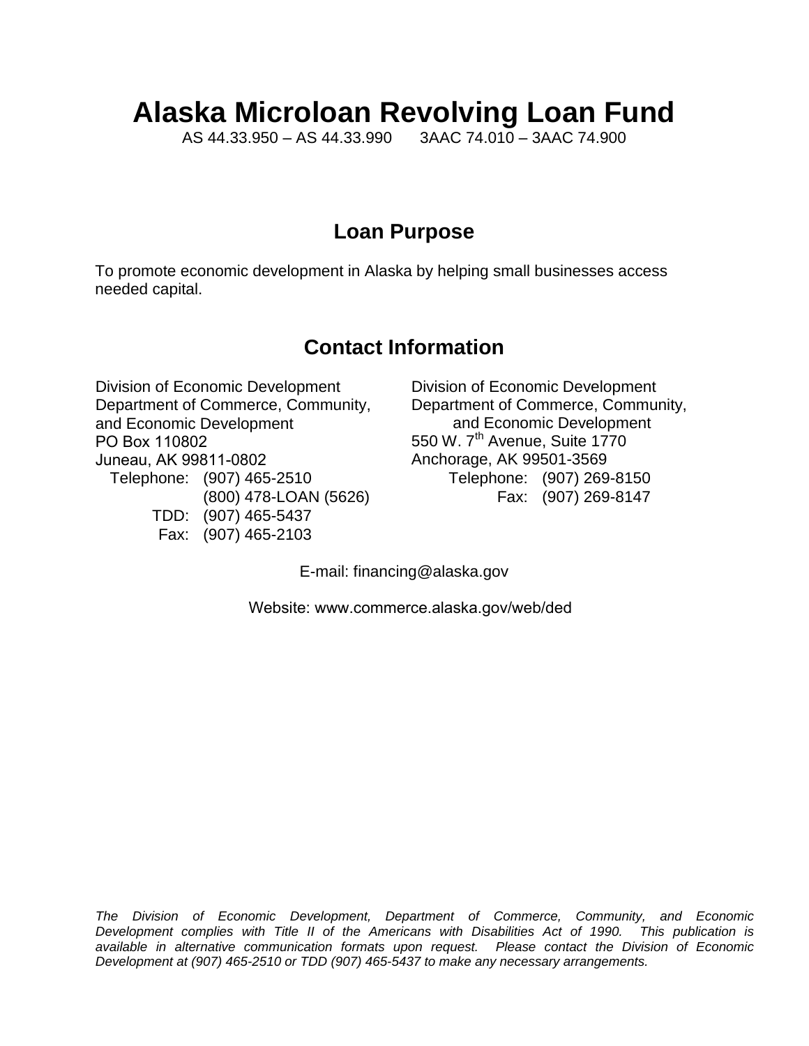# Alaska Microloan Revolving Loan Fund

AS 44.33.950 – AS 44.33.990 3AAC 74.010 – 3AAC 74.900

## Loan Purpose

To promote economic development in Alaska by helping small businesses access needed capital.

## Contact Information

Division of Economic Development
Department of Commerce, Community, and Economic Development
PO Box 110802
Juneau, AK 99811-0802
Telephone: (907) 465-2510
(800) 478-LOAN (5626)
TDD: (907) 465-5437
Fax: (907) 465-2103

Division of Economic Development
Department of Commerce, Community, and Economic Development
550 W. 7th Avenue, Suite 1770
Anchorage, AK 99501-3569
Telephone: (907) 269-8150
Fax: (907) 269-8147

E-mail: financing@alaska.gov

Website: www.commerce.alaska.gov/web/ded

*The Division of Economic Development, Department of Commerce, Community, and Economic Development complies with Title II of the Americans with Disabilities Act of 1990. This publication is available in alternative communication formats upon request. Please contact the Division of Economic Development at (907) 465-2510 or TDD (907) 465-5437 to make any necessary arrangements.*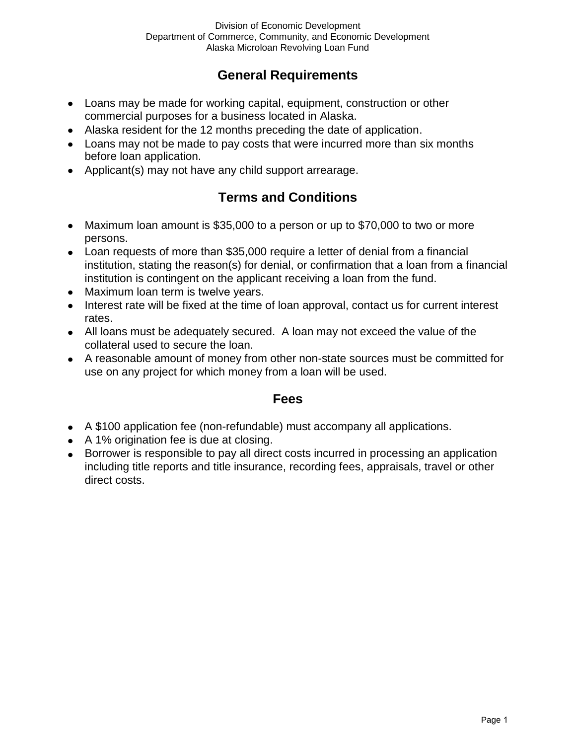## General Requirements

- Loans may be made for working capital, equipment, construction or other commercial purposes for a business located in Alaska.
- Alaska resident for the 12 months preceding the date of application.
- Loans may not be made to pay costs that were incurred more than six months before loan application.
- Applicant(s) may not have any child support arrearage.

## Terms and Conditions

- Maximum loan amount is $35,000 to a person or up to $70,000 to two or more persons.
- Loan requests of more than $35,000 require a letter of denial from a financial institution, stating the reason(s) for denial, or confirmation that a loan from a financial institution is contingent on the applicant receiving a loan from the fund.
- Maximum loan term is twelve years.
- Interest rate will be fixed at the time of loan approval, contact us for current interest rates.
- All loans must be adequately secured. A loan may not exceed the value of the collateral used to secure the loan.
- A reasonable amount of money from other non-state sources must be committed for use on any project for which money from a loan will be used.

## Fees

- A $100 application fee (non-refundable) must accompany all applications.
- A 1% origination fee is due at closing.
- Borrower is responsible to pay all direct costs incurred in processing an application including title reports and title insurance, recording fees, appraisals, travel or other direct costs.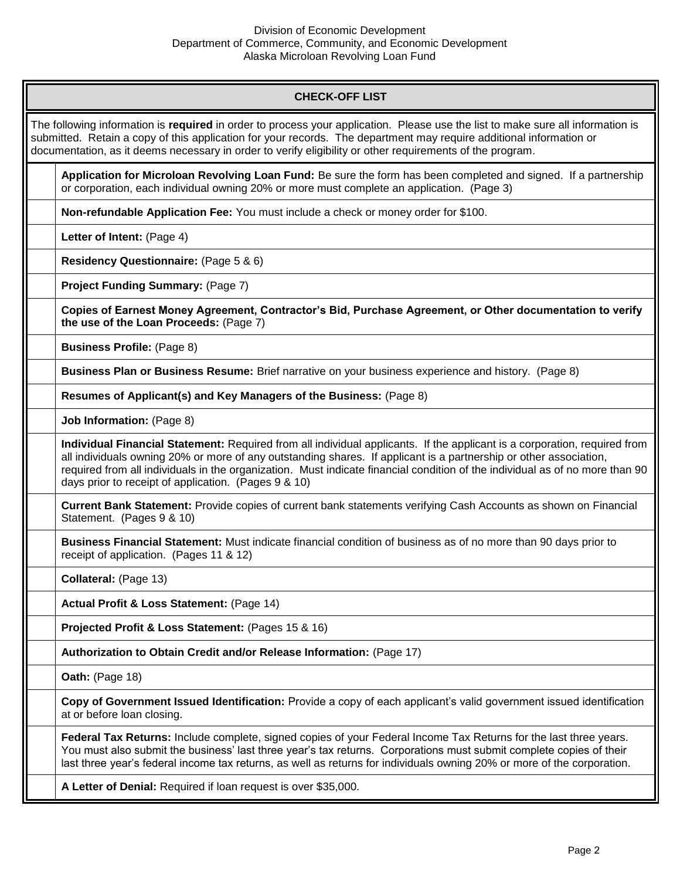Division of Economic Development
Department of Commerce, Community, and Economic Development
Alaska Microloan Revolving Loan Fund

## CHECK-OFF LIST

The following information is **required** in order to process your application. Please use the list to make sure all information is submitted. Retain a copy of this application for your records. The department may require additional information or documentation, as it deems necessary in order to verify eligibility or other requirements of the program.

| | |
|---|---|
| | **Application for Microloan Revolving Loan Fund:** Be sure the form has been completed and signed. If a partnership or corporation, each individual owning 20% or more must complete an application. (Page 3) |
| | **Non-refundable Application Fee:** You must include a check or money order for $100. |
| | **Letter of Intent:** (Page 4) |
| | **Residency Questionnaire:** (Page 5 & 6) |
| | **Project Funding Summary:** (Page 7) |
| | **Copies of Earnest Money Agreement, Contractor's Bid, Purchase Agreement, or Other documentation to verify the use of the Loan Proceeds:** (Page 7) |
| | **Business Profile:** (Page 8) |
| | **Business Plan or Business Resume:** Brief narrative on your business experience and history. (Page 8) |
| | **Resumes of Applicant(s) and Key Managers of the Business:** (Page 8) |
| | **Job Information:** (Page 8) |
| | **Individual Financial Statement:** Required from all individual applicants. If the applicant is a corporation, required from all individuals owning 20% or more of any outstanding shares. If applicant is a partnership or other association, required from all individuals in the organization. Must indicate financial condition of the individual as of no more than 90 days prior to receipt of application. (Pages 9 & 10) |
| | **Current Bank Statement:** Provide copies of current bank statements verifying Cash Accounts as shown on Financial Statement. (Pages 9 & 10) |
| | **Business Financial Statement:** Must indicate financial condition of business as of no more than 90 days prior to receipt of application. (Pages 11 & 12) |
| | **Collateral:** (Page 13) |
| | **Actual Profit & Loss Statement:** (Page 14) |
| | **Projected Profit & Loss Statement:** (Pages 15 & 16) |
| | **Authorization to Obtain Credit and/or Release Information:** (Page 17) |
| | **Oath:** (Page 18) |
| | **Copy of Government Issued Identification:** Provide a copy of each applicant's valid government issued identification at or before loan closing. |
| | **Federal Tax Returns:** Include complete, signed copies of your Federal Income Tax Returns for the last three years. You must also submit the business' last three year's tax returns. Corporations must submit complete copies of their last three year's federal income tax returns, as well as returns for individuals owning 20% or more of the corporation. |
| | **A Letter of Denial:** Required if loan request is over $35,000. |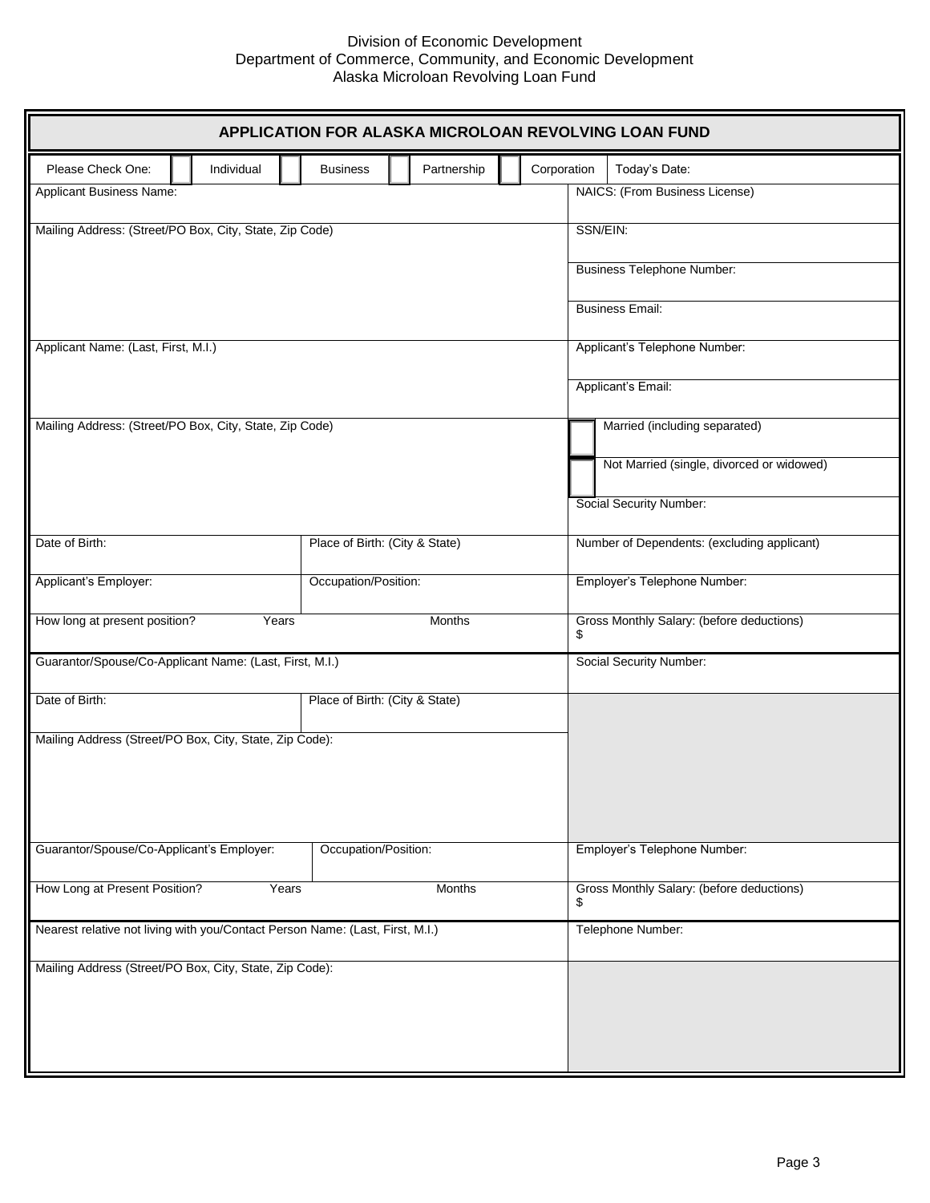Division of Economic Development
Department of Commerce, Community, and Economic Development
Alaska Microloan Revolving Loan Fund

## APPLICATION FOR ALASKA MICROLOAN REVOLVING LOAN FUND

| | | |
|---|---|---|
| Please Check One: ☐ Individual ☐ Business ☐ Partnership ☐ Corporation | | Today's Date: |
| Applicant Business Name: | | NAICS: (From Business License) |
| Mailing Address: (Street/PO Box, City, State, Zip Code) | | SSN/EIN: |
| | | Business Telephone Number: |
| | | Business Email: |
| Applicant Name: (Last, First, M.I.) | | Applicant's Telephone Number: |
| | | Applicant's Email: |
| Mailing Address: (Street/PO Box, City, State, Zip Code) | | ☐ Married (including separated) |
| | | ☐ Not Married (single, divorced or widowed) |
| | | Social Security Number: |
| Date of Birth: | Place of Birth: (City & State) | Number of Dependents: (excluding applicant) |
| Applicant's Employer: | Occupation/Position: | Employer's Telephone Number: |
| How long at present position? Years | Months | Gross Monthly Salary: (before deductions) $ |
| Guarantor/Spouse/Co-Applicant Name: (Last, First, M.I.) | | Social Security Number: |
| Date of Birth: | Place of Birth: (City & State) | |
| Mailing Address (Street/PO Box, City, State, Zip Code): | | |
| Guarantor/Spouse/Co-Applicant's Employer: | Occupation/Position: | Employer's Telephone Number: |
| How Long at Present Position? Years | Months | Gross Monthly Salary: (before deductions) $ |
| Nearest relative not living with you/Contact Person Name: (Last, First, M.I.) | | Telephone Number: |
| Mailing Address (Street/PO Box, City, State, Zip Code): | | |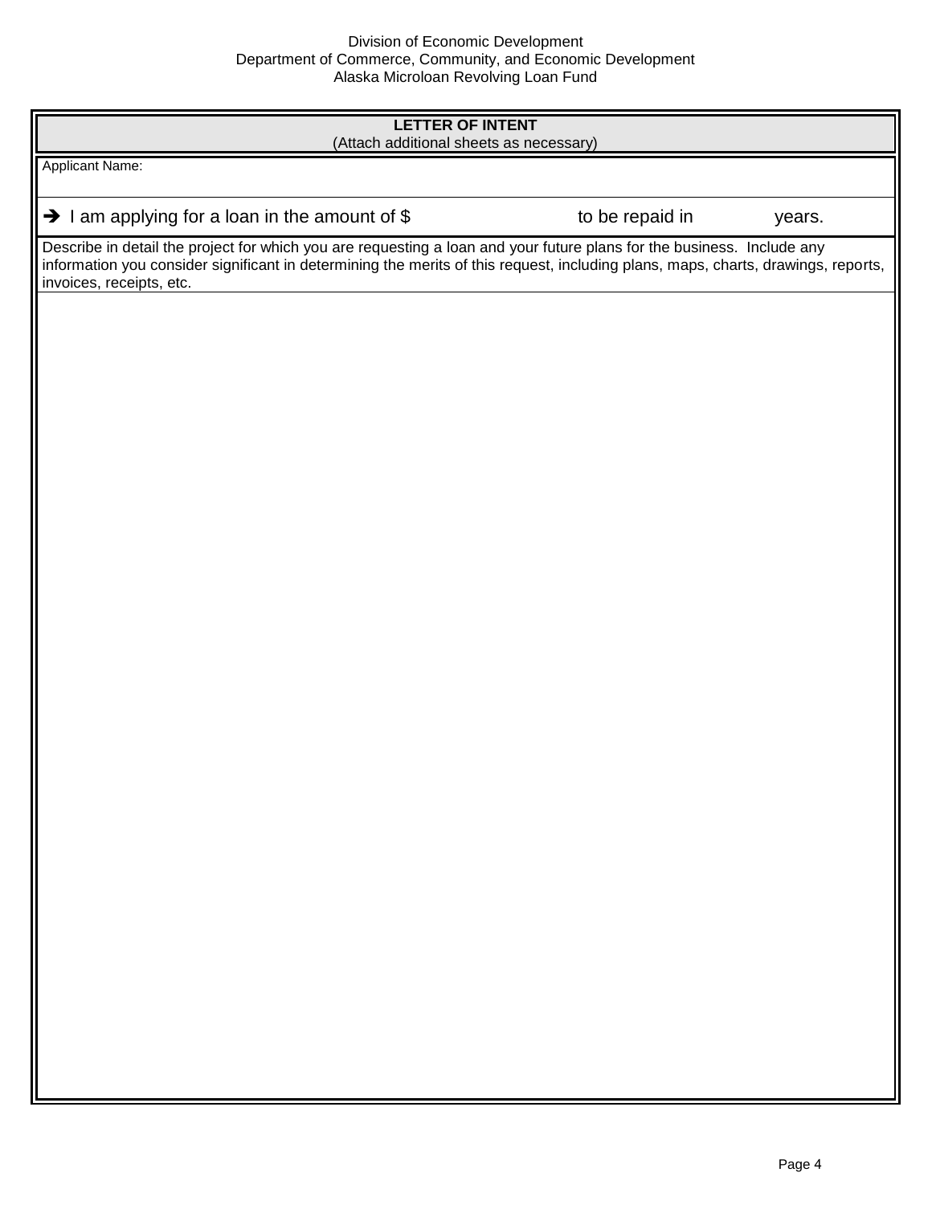Division of Economic Development
Department of Commerce, Community, and Economic Development
Alaska Microloan Revolving Loan Fund

**LETTER OF INTENT**
(Attach additional sheets as necessary)

Applicant Name:

➔ I am applying for a loan in the amount of $ to be repaid in years.

Describe in detail the project for which you are requesting a loan and your future plans for the business. Include any information you consider significant in determining the merits of this request, including plans, maps, charts, drawings, reports, invoices, receipts, etc.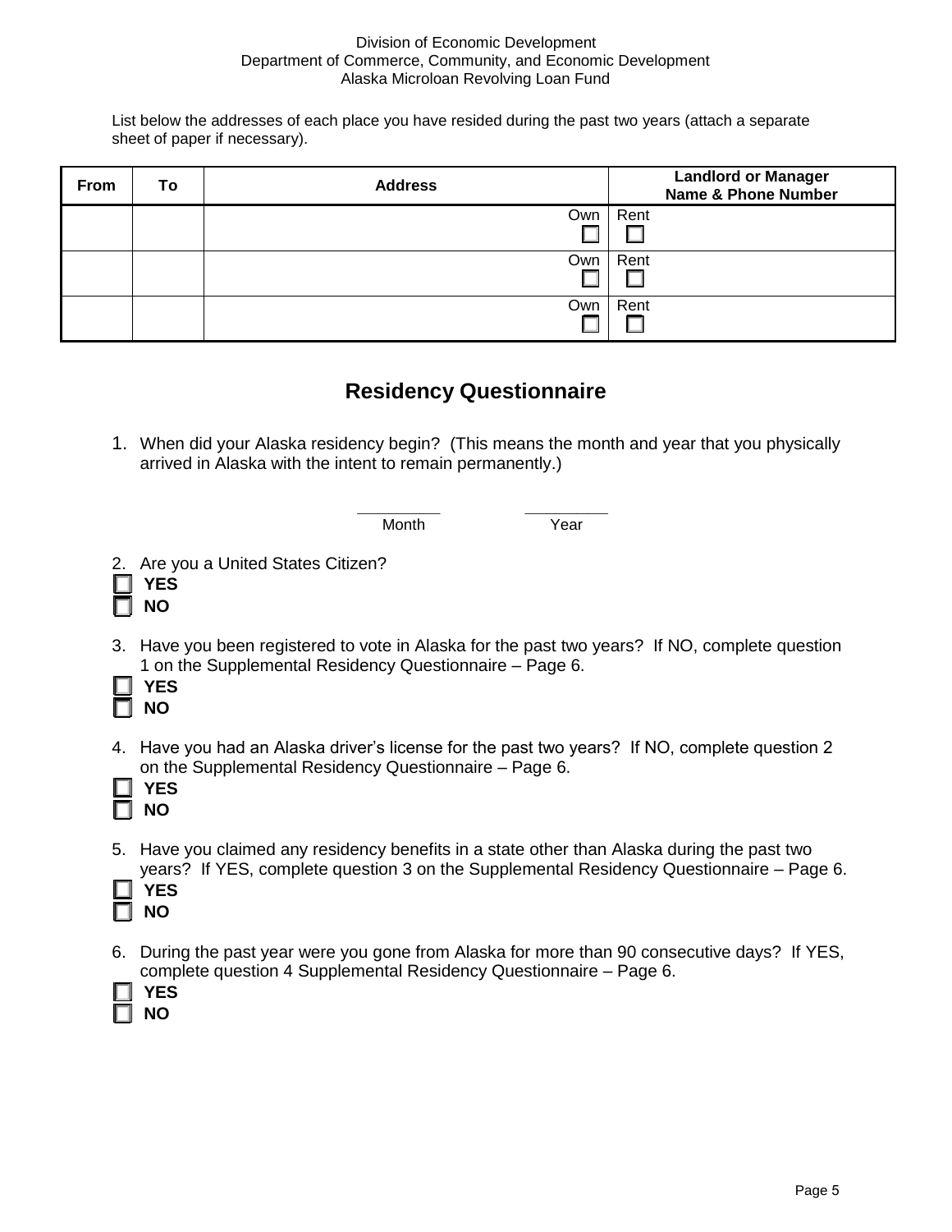Division of Economic Development
Department of Commerce, Community, and Economic Development
Alaska Microloan Revolving Loan Fund

List below the addresses of each place you have resided during the past two years (attach a separate sheet of paper if necessary).

| From | To | Address | Landlord or Manager Name & Phone Number |
|---|---|---|---|
| | | Own ☐ | Rent ☐ |
| | | Own ☐ | Rent ☐ |
| | | Own ☐ | Rent ☐ |

## Residency Questionnaire

1. When did your Alaska residency begin? (This means the month and year that you physically arrived in Alaska with the intent to remain permanently.)

   _________ Month &nbsp;&nbsp;&nbsp; _________ Year

2. Are you a United States Citizen?
   - ☐ **YES**
   - ☐ **NO**

3. Have you been registered to vote in Alaska for the past two years? If NO, complete question 1 on the Supplemental Residency Questionnaire – Page 6.
   - ☐ **YES**
   - ☐ **NO**

4. Have you had an Alaska driver's license for the past two years? If NO, complete question 2 on the Supplemental Residency Questionnaire – Page 6.
   - ☐ **YES**
   - ☐ **NO**

5. Have you claimed any residency benefits in a state other than Alaska during the past two years? If YES, complete question 3 on the Supplemental Residency Questionnaire – Page 6.
   - ☐ **YES**
   - ☐ **NO**

6. During the past year were you gone from Alaska for more than 90 consecutive days? If YES, complete question 4 Supplemental Residency Questionnaire – Page 6.
   - ☐ **YES**
   - ☐ **NO**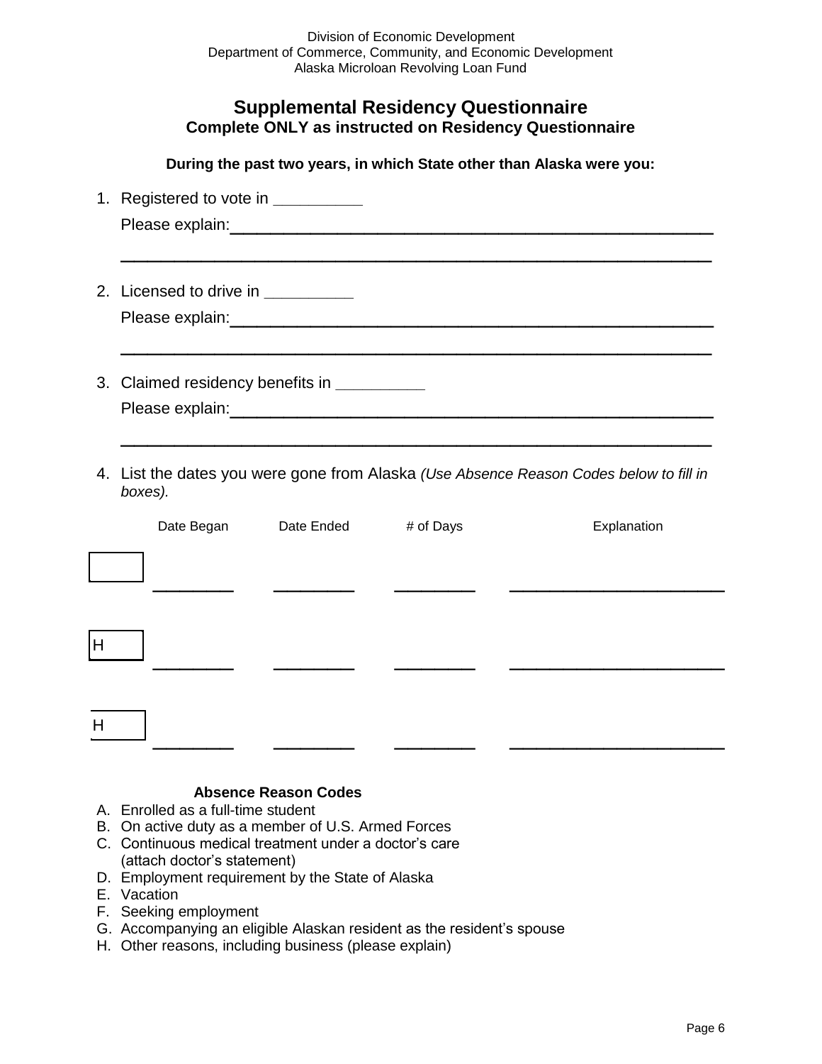Division of Economic Development
Department of Commerce, Community, and Economic Development
Alaska Microloan Revolving Loan Fund

## Supplemental Residency Questionnaire

**Complete ONLY as instructed on Residency Questionnaire**

**During the past two years, in which State other than Alaska were you:**

1. Registered to vote in __________
   Please explain:_____________________________________________________
   _________________________________________________________________

2. Licensed to drive in __________
   Please explain:_____________________________________________________
   _________________________________________________________________

3. Claimed residency benefits in __________
   Please explain:_____________________________________________________
   _________________________________________________________________

4. List the dates you were gone from Alaska *(Use Absence Reason Codes below to fill in boxes).*

| Code | Date Began | Date Ended | # of Days | Explanation |
| --- | --- | --- | --- | --- |
| | ________ | ________ | ________ | ______________________ |
| H | ________ | ________ | ________ | ______________________ |
| H | ________ | ________ | ________ | ______________________ |

**Absence Reason Codes**

A. Enrolled as a full-time student
B. On active duty as a member of U.S. Armed Forces
C. Continuous medical treatment under a doctor's care (attach doctor's statement)
D. Employment requirement by the State of Alaska
E. Vacation
F. Seeking employment
G. Accompanying an eligible Alaskan resident as the resident's spouse
H. Other reasons, including business (please explain)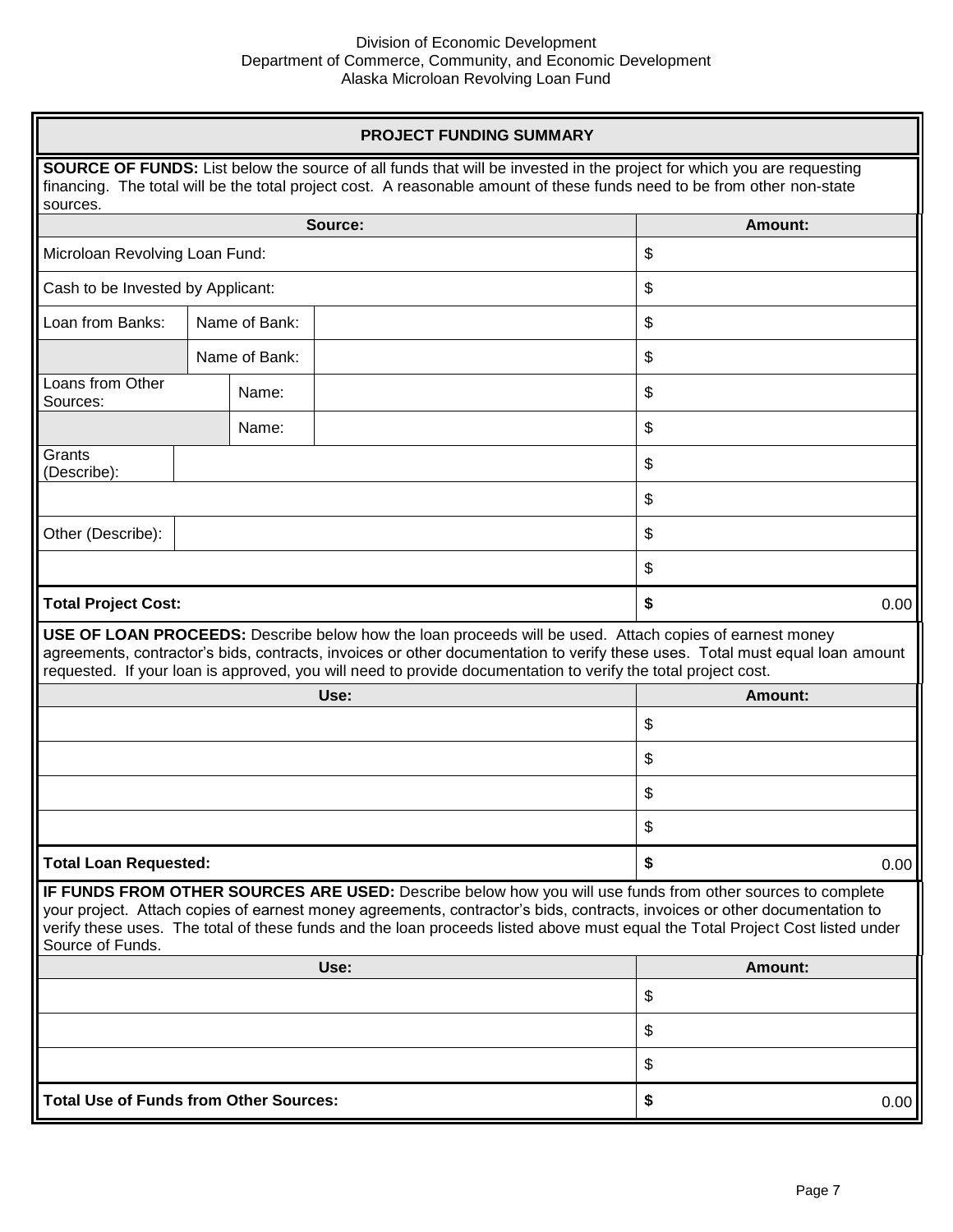Division of Economic Development
Department of Commerce, Community, and Economic Development
Alaska Microloan Revolving Loan Fund

## PROJECT FUNDING SUMMARY

**SOURCE OF FUNDS:** List below the source of all funds that will be invested in the project for which you are requesting financing. The total will be the total project cost. A reasonable amount of these funds need to be from other non-state sources.

| Source: | | | Amount: |
|---|---|---|---|
| Microloan Revolving Loan Fund: | | | $ |
| Cash to be Invested by Applicant: | | | $ |
| Loan from Banks: | Name of Bank: | | $ |
| | Name of Bank: | | $ |
| Loans from Other Sources: | Name: | | $ |
| | Name: | | $ |
| Grants (Describe): | | | $ |
| | | | $ |
| Other (Describe): | | | $ |
| | | | $ |
| **Total Project Cost:** | | | **$** 0.00 |

**USE OF LOAN PROCEEDS:** Describe below how the loan proceeds will be used. Attach copies of earnest money agreements, contractor's bids, contracts, invoices or other documentation to verify these uses. Total must equal loan amount requested. If your loan is approved, you will need to provide documentation to verify the total project cost.

| Use: | Amount: |
|---|---|
| | $ |
| | $ |
| | $ |
| | $ |
| **Total Loan Requested:** | **$** 0.00 |

**IF FUNDS FROM OTHER SOURCES ARE USED:** Describe below how you will use funds from other sources to complete your project. Attach copies of earnest money agreements, contractor's bids, contracts, invoices or other documentation to verify these uses. The total of these funds and the loan proceeds listed above must equal the Total Project Cost listed under Source of Funds.

| Use: | Amount: |
|---|---|
| | $ |
| | $ |
| | $ |
| **Total Use of Funds from Other Sources:** | **$** 0.00 |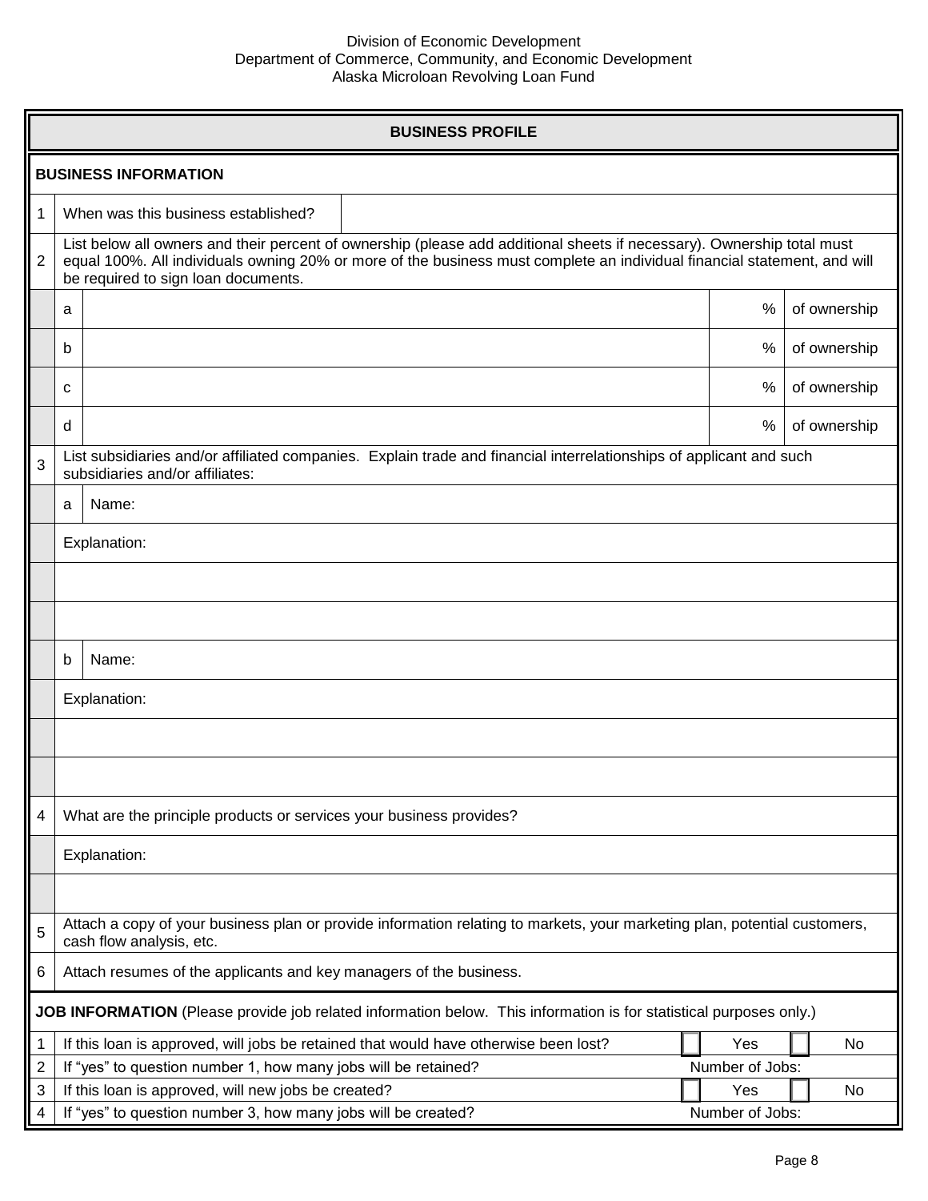Division of Economic Development
Department of Commerce, Community, and Economic Development
Alaska Microloan Revolving Loan Fund

## BUSINESS PROFILE

### BUSINESS INFORMATION

| | | | | |
|---|---|---|---|---|
| 1 | When was this business established? | | | |
| 2 | List below all owners and their percent of ownership (please add additional sheets if necessary). Ownership total must equal 100%. All individuals owning 20% or more of the business must complete an individual financial statement, and will be required to sign loan documents. | | | |
| | a | | % | of ownership |
| | b | | % | of ownership |
| | c | | % | of ownership |
| | d | | % | of ownership |
| 3 | List subsidiaries and/or affiliated companies. Explain trade and financial interrelationships of applicant and such subsidiaries and/or affiliates: | | | |
| | a | Name: | | |
| | Explanation: | | | |
| | | | | |
| | | | | |
| | b | Name: | | |
| | Explanation: | | | |
| | | | | |
| | | | | |
| 4 | What are the principle products or services your business provides? | | | |
| | Explanation: | | | |
| | | | | |
| 5 | Attach a copy of your business plan or provide information relating to markets, your marketing plan, potential customers, cash flow analysis, etc. | | | |
| 6 | Attach resumes of the applicants and key managers of the business. | | | |

### JOB INFORMATION (Please provide job related information below. This information is for statistical purposes only.)

| | | | |
|---|---|---|---|
| 1 | If this loan is approved, will jobs be retained that would have otherwise been lost? | ☐ Yes | ☐ No |
| 2 | If "yes" to question number 1, how many jobs will be retained? | Number of Jobs: | |
| 3 | If this loan is approved, will new jobs be created? | ☐ Yes | ☐ No |
| 4 | If "yes" to question number 3, how many jobs will be created? | Number of Jobs: | |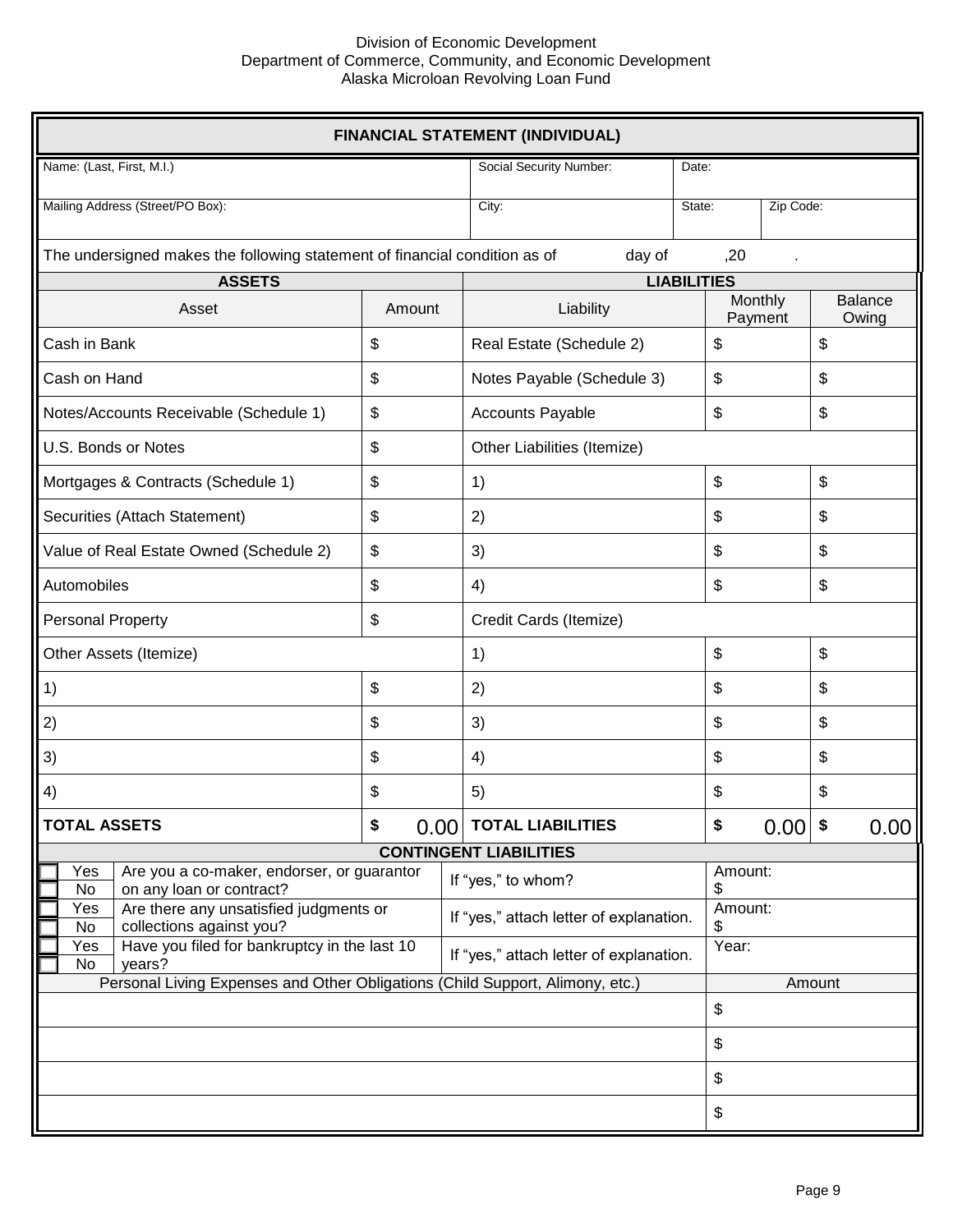Division of Economic Development
Department of Commerce, Community, and Economic Development
Alaska Microloan Revolving Loan Fund

## FINANCIAL STATEMENT (INDIVIDUAL)

| Name: (Last, First, M.I.) | Social Security Number: | Date: | |
|---|---|---|---|
| Mailing Address (Street/PO Box): | City: | State: | Zip Code: |

The undersigned makes the following statement of financial condition as of day of ,20 .

| ASSETS | | LIABILITIES | | |
|---|---|---|---|---|
| Asset | Amount | Liability | Monthly Payment | Balance Owing |
| Cash in Bank | $ | Real Estate (Schedule 2) | $ | $ |
| Cash on Hand | $ | Notes Payable (Schedule 3) | $ | $ |
| Notes/Accounts Receivable (Schedule 1) | $ | Accounts Payable | $ | $ |
| U.S. Bonds or Notes | $ | Other Liabilities (Itemize) | | |
| Mortgages & Contracts (Schedule 1) | $ | 1) | $ | $ |
| Securities (Attach Statement) | $ | 2) | $ | $ |
| Value of Real Estate Owned (Schedule 2) | $ | 3) | $ | $ |
| Automobiles | $ | 4) | $ | $ |
| Personal Property | $ | Credit Cards (Itemize) | | |
| Other Assets (Itemize) | | 1) | $ | $ |
| 1) | $ | 2) | $ | $ |
| 2) | $ | 3) | $ | $ |
| 3) | $ | 4) | $ | $ |
| 4) | $ | 5) | $ | $ |
| **TOTAL ASSETS** | **$** 0.00 | **TOTAL LIABILITIES** | **$** 0.00 | **$** 0.00 |

### CONTINGENT LIABILITIES

| | Question | | |
|---|---|---|---|
| ☐ Yes ☐ No | Are you a co-maker, endorser, or guarantor on any loan or contract? | If "yes," to whom? | Amount: $ |
| ☐ Yes ☐ No | Are there any unsatisfied judgments or collections against you? | If "yes," attach letter of explanation. | Amount: $ |
| ☐ Yes ☐ No | Have you filed for bankruptcy in the last 10 years? | If "yes," attach letter of explanation. | Year: |

| Personal Living Expenses and Other Obligations (Child Support, Alimony, etc.) | Amount |
|---|---|
| | $ |
| | $ |
| | $ |
| | $ |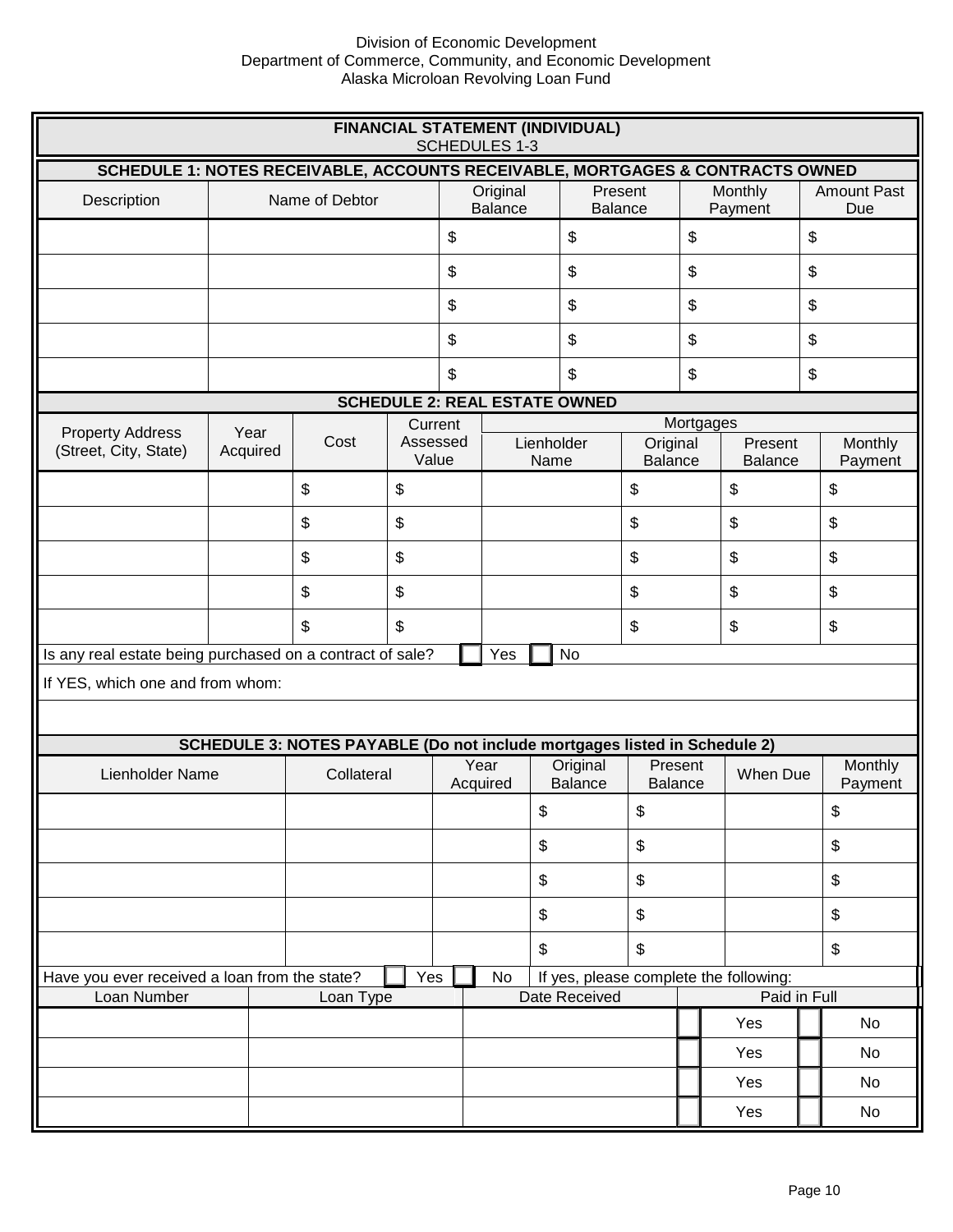Division of Economic Development
Department of Commerce, Community, and Economic Development
Alaska Microloan Revolving Loan Fund

## FINANCIAL STATEMENT (INDIVIDUAL)
SCHEDULES 1-3

### SCHEDULE 1: NOTES RECEIVABLE, ACCOUNTS RECEIVABLE, MORTGAGES & CONTRACTS OWNED

| Description | Name of Debtor | Original Balance | Present Balance | Monthly Payment | Amount Past Due |
|---|---|---|---|---|---|
| | | $ | $ | $ | $ |
| | | $ | $ | $ | $ |
| | | $ | $ | $ | $ |
| | | $ | $ | $ | $ |
| | | $ | $ | $ | $ |

### SCHEDULE 2: REAL ESTATE OWNED

| Property Address (Street, City, State) | Year Acquired | Cost | Current Assessed Value | Mortgages | | | |
|---|---|---|---|---|---|---|---|
| | | | | Lienholder Name | Original Balance | Present Balance | Monthly Payment |
| | | $ | $ | | $ | $ | $ |
| | | $ | $ | | $ | $ | $ |
| | | $ | $ | | $ | $ | $ |
| | | $ | $ | | $ | $ | $ |
| | | $ | $ | | $ | $ | $ |

Is any real estate being purchased on a contract of sale? ☐ Yes ☐ No

If YES, which one and from whom:

### SCHEDULE 3: NOTES PAYABLE (Do not include mortgages listed in Schedule 2)

| Lienholder Name | Collateral | Year Acquired | Original Balance | Present Balance | When Due | Monthly Payment |
|---|---|---|---|---|---|---|
| | | | $ | $ | | $ |
| | | | $ | $ | | $ |
| | | | $ | $ | | $ |
| | | | $ | $ | | $ |
| | | | $ | $ | | $ |

Have you ever received a loan from the state? ☐ Yes ☐ No If yes, please complete the following:

| Loan Number | Loan Type | Date Received | Paid in Full |
|---|---|---|---|
| | | | ☐ Yes ☐ No |
| | | | ☐ Yes ☐ No |
| | | | ☐ Yes ☐ No |
| | | | ☐ Yes ☐ No |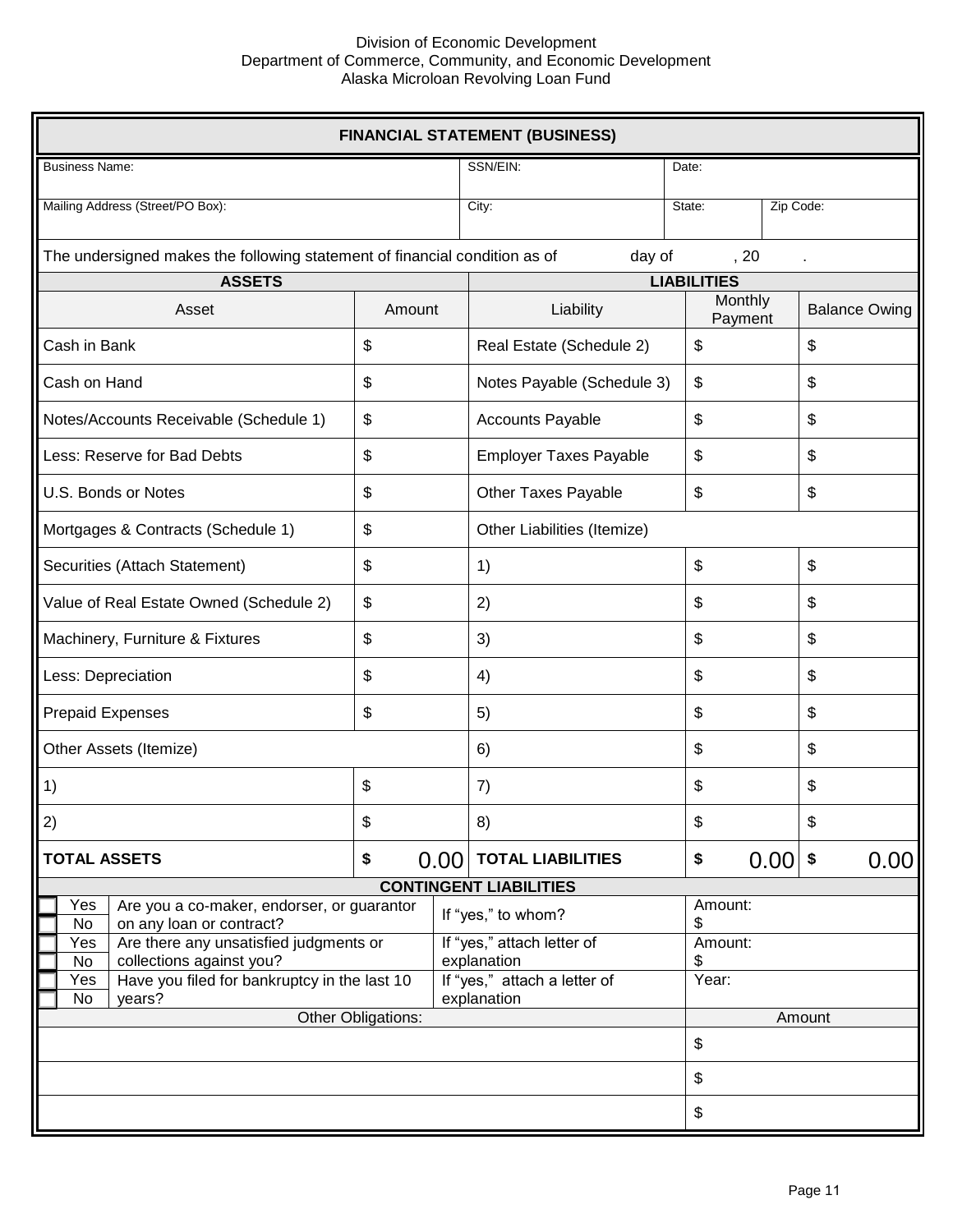Division of Economic Development
Department of Commerce, Community, and Economic Development
Alaska Microloan Revolving Loan Fund

## FINANCIAL STATEMENT (BUSINESS)

| Business Name: | SSN/EIN: | Date: | |
|---|---|---|---|
| **Mailing Address (Street/PO Box):** | **City:** | **State:** | **Zip Code:** |

The undersigned makes the following statement of financial condition as of ______ day of ______, 20 ____.

| ASSETS | | LIABILITIES | | |
|---|---|---|---|---|
| Asset | Amount | Liability | Monthly Payment | Balance Owing |
| Cash in Bank | $ | Real Estate (Schedule 2) | $ | $ |
| Cash on Hand | $ | Notes Payable (Schedule 3) | $ | $ |
| Notes/Accounts Receivable (Schedule 1) | $ | Accounts Payable | $ | $ |
| Less: Reserve for Bad Debts | $ | Employer Taxes Payable | $ | $ |
| U.S. Bonds or Notes | $ | Other Taxes Payable | $ | $ |
| Mortgages & Contracts (Schedule 1) | $ | Other Liabilities (Itemize) | | |
| Securities (Attach Statement) | $ | 1) | $ | $ |
| Value of Real Estate Owned (Schedule 2) | $ | 2) | $ | $ |
| Machinery, Furniture & Fixtures | $ | 3) | $ | $ |
| Less: Depreciation | $ | 4) | $ | $ |
| Prepaid Expenses | $ | 5) | $ | $ |
| Other Assets (Itemize) | | 6) | $ | $ |
| 1) | $ | 7) | $ | $ |
| 2) | $ | 8) | $ | $ |
| **TOTAL ASSETS** | **$** 0.00 | **TOTAL LIABILITIES** | **$** 0.00 | **$** 0.00 |

### CONTINGENT LIABILITIES

| | Question | | Amount |
|---|---|---|---|
| ☐ Yes ☐ No | Are you a co-maker, endorser, or guarantor on any loan or contract? | If "yes," to whom? | Amount: $ |
| ☐ Yes ☐ No | Are there any unsatisfied judgments or collections against you? | If "yes," attach letter of explanation | Amount: $ |
| ☐ Yes ☐ No | Have you filed for bankruptcy in the last 10 years? | If "yes," attach a letter of explanation | Year: |

| Other Obligations: | Amount |
|---|---|
| | $ |
| | $ |
| | $ |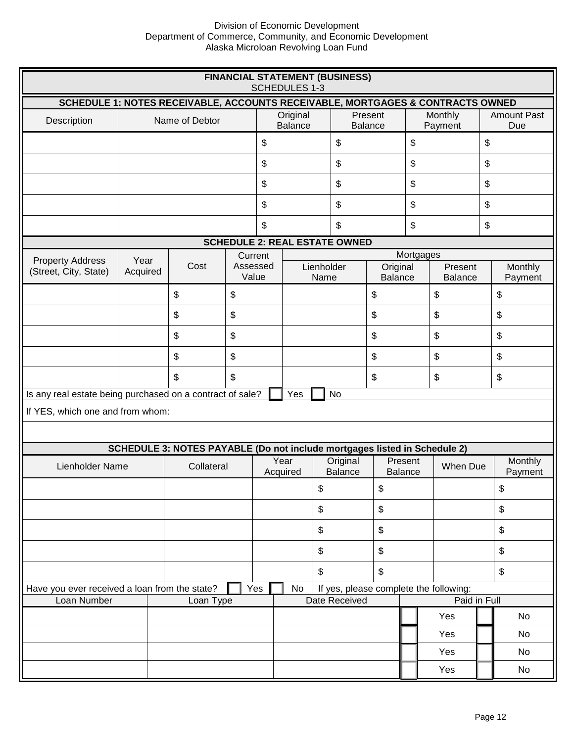Division of Economic Development
Department of Commerce, Community, and Economic Development
Alaska Microloan Revolving Loan Fund

## FINANCIAL STATEMENT (BUSINESS)
SCHEDULES 1-3

### SCHEDULE 1: NOTES RECEIVABLE, ACCOUNTS RECEIVABLE, MORTGAGES & CONTRACTS OWNED

| Description | Name of Debtor | Original Balance | Present Balance | Monthly Payment | Amount Past Due |
|---|---|---|---|---|---|
| | | $ | $ | $ | $ |
| | | $ | $ | $ | $ |
| | | $ | $ | $ | $ |
| | | $ | $ | $ | $ |
| | | $ | $ | $ | $ |

### SCHEDULE 2: REAL ESTATE OWNED

| Property Address (Street, City, State) | Year Acquired | Cost | Current Assessed Value | Mortgages | | | |
|---|---|---|---|---|---|---|---|
| | | | | Lienholder Name | Original Balance | Present Balance | Monthly Payment |
| | | $ | $ | | $ | $ | $ |
| | | $ | $ | | $ | $ | $ |
| | | $ | $ | | $ | $ | $ |
| | | $ | $ | | $ | $ | $ |
| | | $ | $ | | $ | $ | $ |

Is any real estate being purchased on a contract of sale? ☐ Yes ☐ No

If YES, which one and from whom:

### SCHEDULE 3: NOTES PAYABLE (Do not include mortgages listed in Schedule 2)

| Lienholder Name | Collateral | Year Acquired | Original Balance | Present Balance | When Due | Monthly Payment |
|---|---|---|---|---|---|---|
| | | | $ | $ | | $ |
| | | | $ | $ | | $ |
| | | | $ | $ | | $ |
| | | | $ | $ | | $ |
| | | | $ | $ | | $ |

Have you ever received a loan from the state? ☐ Yes ☐ No If yes, please complete the following:

| Loan Number | Loan Type | Date Received | Paid in Full |
|---|---|---|---|
| | | | ☐ Yes ☐ No |
| | | | ☐ Yes ☐ No |
| | | | ☐ Yes ☐ No |
| | | | ☐ Yes ☐ No |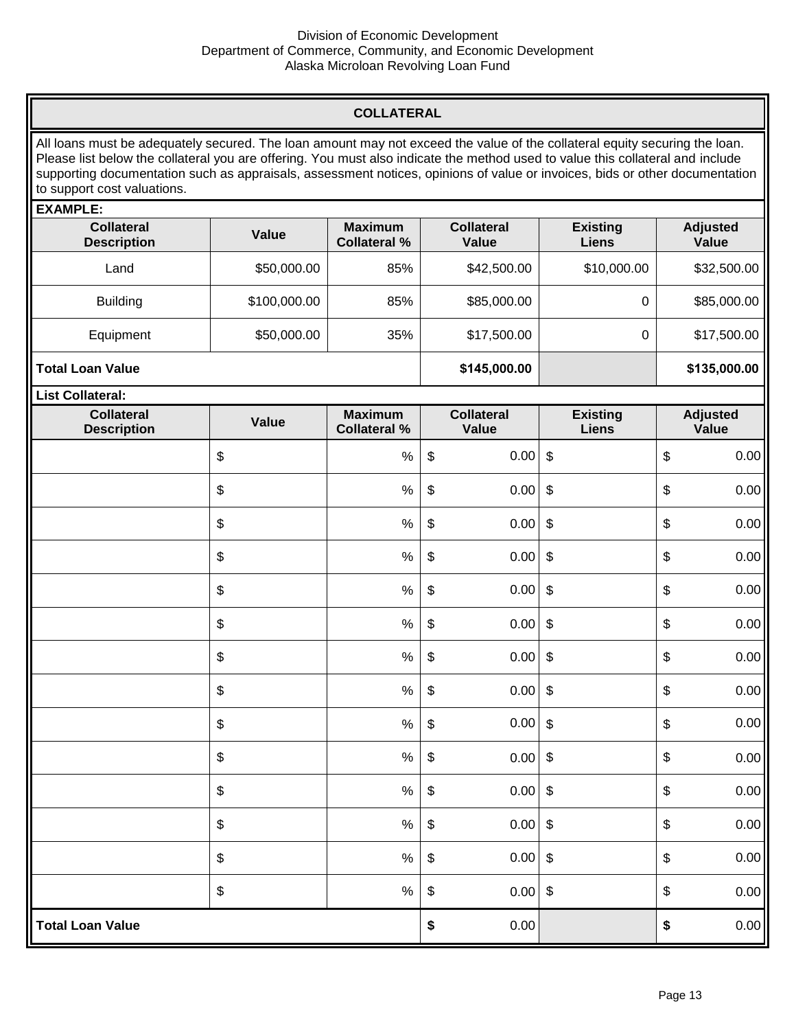Division of Economic Development
Department of Commerce, Community, and Economic Development
Alaska Microloan Revolving Loan Fund

## COLLATERAL

All loans must be adequately secured. The loan amount may not exceed the value of the collateral equity securing the loan. Please list below the collateral you are offering. You must also indicate the method used to value this collateral and include supporting documentation such as appraisals, assessment notices, opinions of value or invoices, bids or other documentation to support cost valuations.

**EXAMPLE:**

| Collateral Description | Value | Maximum Collateral % | Collateral Value | Existing Liens | Adjusted Value |
|---|---|---|---|---|---|
| Land | $50,000.00 | 85% | $42,500.00 | $10,000.00 | $32,500.00 |
| Building | $100,000.00 | 85% | $85,000.00 | 0 | $85,000.00 |
| Equipment | $50,000.00 | 35% | $17,500.00 | 0 | $17,500.00 |
| **Total Loan Value** | | | **$145,000.00** | | **$135,000.00** |

**List Collateral:**

| Collateral Description | Value | Maximum Collateral % | Collateral Value | Existing Liens | Adjusted Value |
|---|---|---|---|---|---|
| | $ | % | $ 0.00 | $ | $ 0.00 |
| | $ | % | $ 0.00 | $ | $ 0.00 |
| | $ | % | $ 0.00 | $ | $ 0.00 |
| | $ | % | $ 0.00 | $ | $ 0.00 |
| | $ | % | $ 0.00 | $ | $ 0.00 |
| | $ | % | $ 0.00 | $ | $ 0.00 |
| | $ | % | $ 0.00 | $ | $ 0.00 |
| | $ | % | $ 0.00 | $ | $ 0.00 |
| | $ | % | $ 0.00 | $ | $ 0.00 |
| | $ | % | $ 0.00 | $ | $ 0.00 |
| | $ | % | $ 0.00 | $ | $ 0.00 |
| | $ | % | $ 0.00 | $ | $ 0.00 |
| | $ | % | $ 0.00 | $ | $ 0.00 |
| | $ | % | $ 0.00 | $ | $ 0.00 |
| **Total Loan Value** | | | **$** 0.00 | | **$** 0.00 |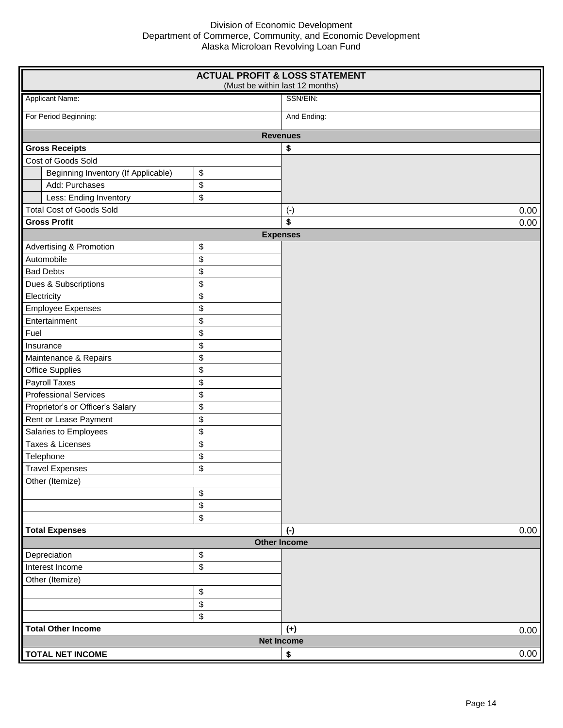Division of Economic Development
Department of Commerce, Community, and Economic Development
Alaska Microloan Revolving Loan Fund

## ACTUAL PROFIT & LOSS STATEMENT
(Must be within last 12 months)

| | | |
|---|---|---|
| Applicant Name: | | SSN/EIN: |
| For Period Beginning: | | And Ending: |
| **Revenues** | | |
| **Gross Receipts** | | **$** |
| Cost of Goods Sold | | |
| Beginning Inventory (If Applicable) | $ | |
| Add: Purchases | $ | |
| Less: Ending Inventory | $ | |
| Total Cost of Goods Sold | | (-) 0.00 |
| **Gross Profit** | | **$** 0.00 |
| **Expenses** | | |
| Advertising & Promotion | $ | |
| Automobile | $ | |
| Bad Debts | $ | |
| Dues & Subscriptions | $ | |
| Electricity | $ | |
| Employee Expenses | $ | |
| Entertainment | $ | |
| Fuel | $ | |
| Insurance | $ | |
| Maintenance & Repairs | $ | |
| Office Supplies | $ | |
| Payroll Taxes | $ | |
| Professional Services | $ | |
| Proprietor's or Officer's Salary | $ | |
| Rent or Lease Payment | $ | |
| Salaries to Employees | $ | |
| Taxes & Licenses | $ | |
| Telephone | $ | |
| Travel Expenses | $ | |
| Other (Itemize) | | |
| | $ | |
| | $ | |
| | $ | |
| **Total Expenses** | | **(-)** 0.00 |
| **Other Income** | | |
| Depreciation | $ | |
| Interest Income | $ | |
| Other (Itemize) | | |
| | $ | |
| | $ | |
| | $ | |
| **Total Other Income** | | **(+)** 0.00 |
| **Net Income** | | |
| **TOTAL NET INCOME** | | **$** 0.00 |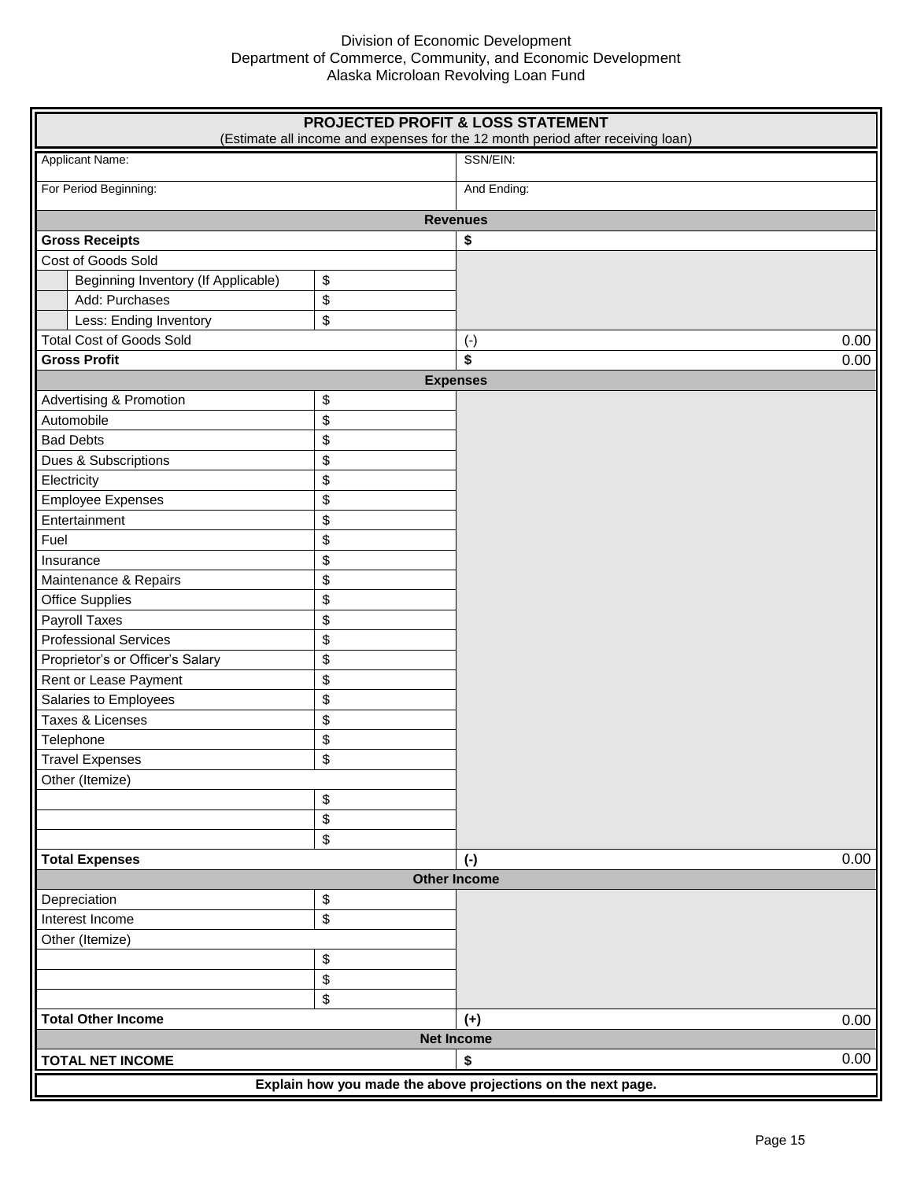Division of Economic Development
Department of Commerce, Community, and Economic Development
Alaska Microloan Revolving Loan Fund

| **PROJECTED PROFIT & LOSS STATEMENT** (Estimate all income and expenses for the 12 month period after receiving loan) | | |
|---|---|---|
| Applicant Name: | | SSN/EIN: |
| For Period Beginning: | | And Ending: |
| **Revenues** | | |
| **Gross Receipts** | | **$** |
| Cost of Goods Sold | | |
| Beginning Inventory (If Applicable) | $ | |
| Add: Purchases | $ | |
| Less: Ending Inventory | $ | |
| Total Cost of Goods Sold | | (-) 0.00 |
| **Gross Profit** | | **$** 0.00 |
| **Expenses** | | |
| Advertising & Promotion | $ | |
| Automobile | $ | |
| Bad Debts | $ | |
| Dues & Subscriptions | $ | |
| Electricity | $ | |
| Employee Expenses | $ | |
| Entertainment | $ | |
| Fuel | $ | |
| Insurance | $ | |
| Maintenance & Repairs | $ | |
| Office Supplies | $ | |
| Payroll Taxes | $ | |
| Professional Services | $ | |
| Proprietor's or Officer's Salary | $ | |
| Rent or Lease Payment | $ | |
| Salaries to Employees | $ | |
| Taxes & Licenses | $ | |
| Telephone | $ | |
| Travel Expenses | $ | |
| Other (Itemize) | | |
| | $ | |
| | $ | |
| | $ | |
| **Total Expenses** | | **(-)** 0.00 |
| **Other Income** | | |
| Depreciation | $ | |
| Interest Income | $ | |
| Other (Itemize) | | |
| | $ | |
| | $ | |
| | $ | |
| **Total Other Income** | | **(+)** 0.00 |
| **Net Income** | | |
| **TOTAL NET INCOME** | | **$** 0.00 |

**Explain how you made the above projections on the next page.**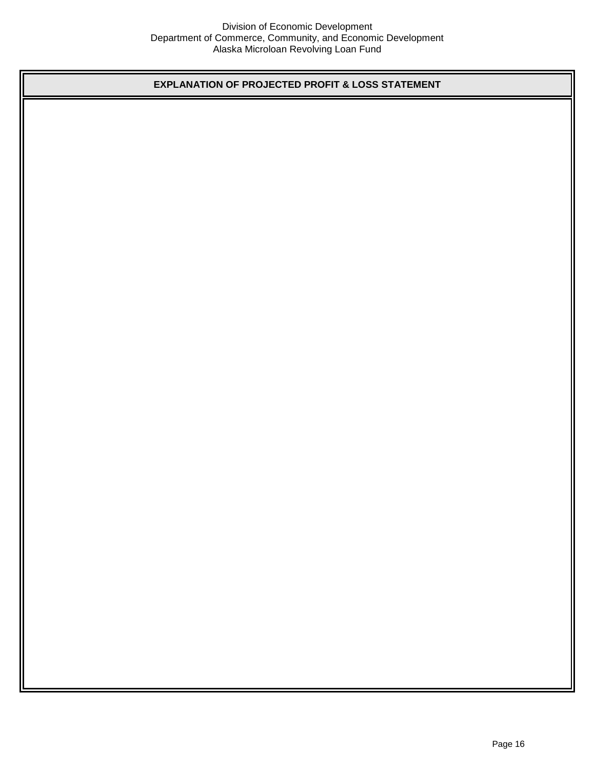**EXPLANATION OF PROJECTED PROFIT & LOSS STATEMENT**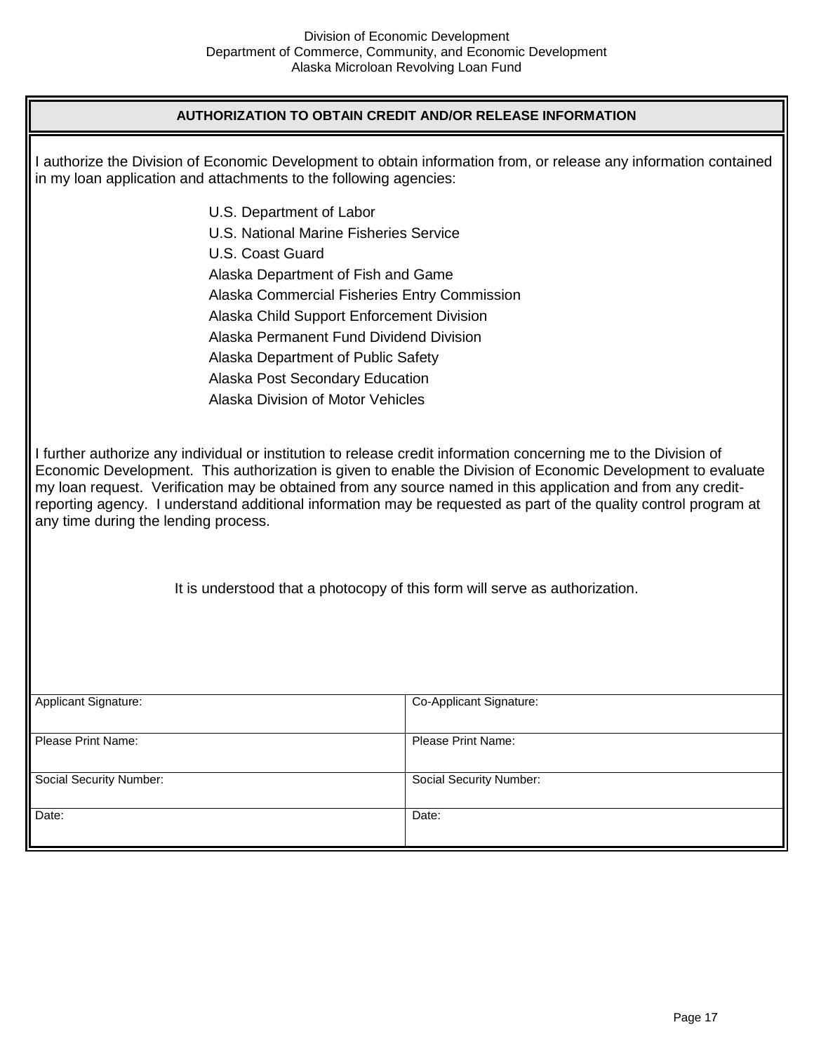Division of Economic Development
Department of Commerce, Community, and Economic Development
Alaska Microloan Revolving Loan Fund

## AUTHORIZATION TO OBTAIN CREDIT AND/OR RELEASE INFORMATION

I authorize the Division of Economic Development to obtain information from, or release any information contained in my loan application and attachments to the following agencies:

- U.S. Department of Labor
- U.S. National Marine Fisheries Service
- U.S. Coast Guard
- Alaska Department of Fish and Game
- Alaska Commercial Fisheries Entry Commission
- Alaska Child Support Enforcement Division
- Alaska Permanent Fund Dividend Division
- Alaska Department of Public Safety
- Alaska Post Secondary Education
- Alaska Division of Motor Vehicles

I further authorize any individual or institution to release credit information concerning me to the Division of Economic Development. This authorization is given to enable the Division of Economic Development to evaluate my loan request. Verification may be obtained from any source named in this application and from any credit-reporting agency. I understand additional information may be requested as part of the quality control program at any time during the lending process.

It is understood that a photocopy of this form will serve as authorization.

| Applicant Signature: | Co-Applicant Signature: |
|---|---|
| Please Print Name: | Please Print Name: |
| Social Security Number: | Social Security Number: |
| Date: | Date: |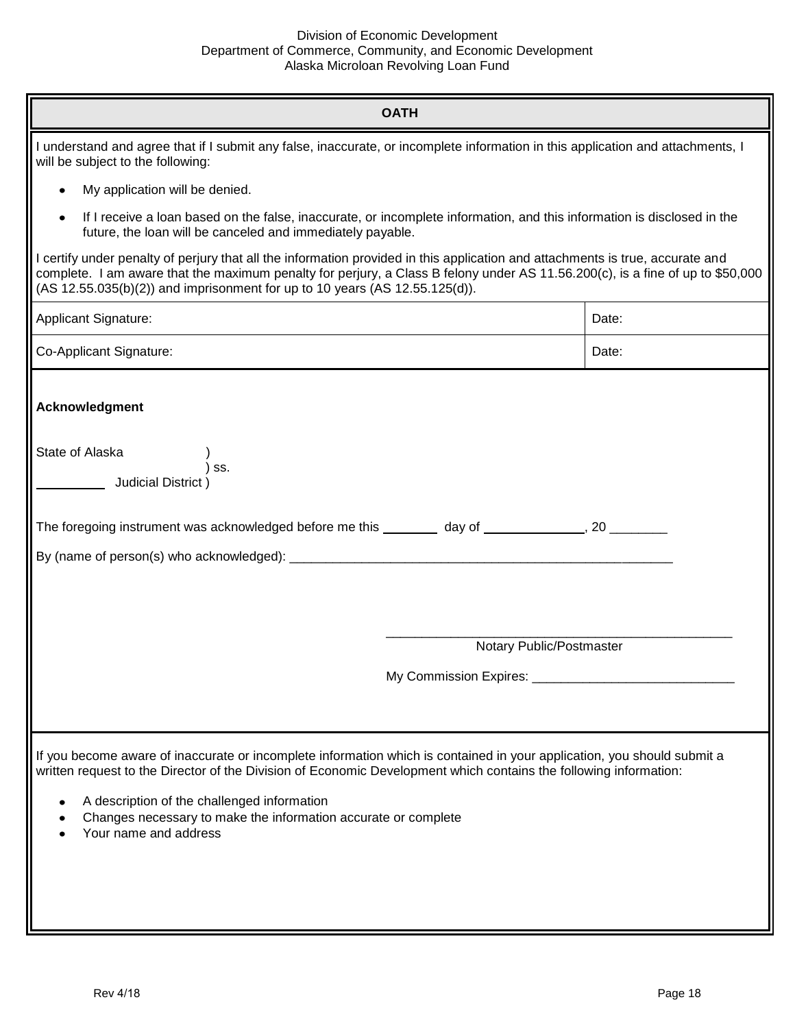## OATH

I understand and agree that if I submit any false, inaccurate, or incomplete information in this application and attachments, I will be subject to the following:

- My application will be denied.
- If I receive a loan based on the false, inaccurate, or incomplete information, and this information is disclosed in the future, the loan will be canceled and immediately payable.

I certify under penalty of perjury that all the information provided in this application and attachments is true, accurate and complete. I am aware that the maximum penalty for perjury, a Class B felony under AS 11.56.200(c), is a fine of up to $50,000 (AS 12.55.035(b)(2)) and imprisonment for up to 10 years (AS 12.55.125(d)).

| | |
|---|---|
| Applicant Signature: | Date: |
| Co-Applicant Signature: | Date: |

**Acknowledgment**

State of Alaska )
) ss.
__________ Judicial District )

The foregoing instrument was acknowledged before me this ________ day of ______________, 20 ________

By (name of person(s) who acknowledged): ________________________________________________________

________________________________________________
Notary Public/Postmaster

My Commission Expires: ____________________________

If you become aware of inaccurate or incomplete information which is contained in your application, you should submit a written request to the Director of the Division of Economic Development which contains the following information:

- A description of the challenged information
- Changes necessary to make the information accurate or complete
- Your name and address